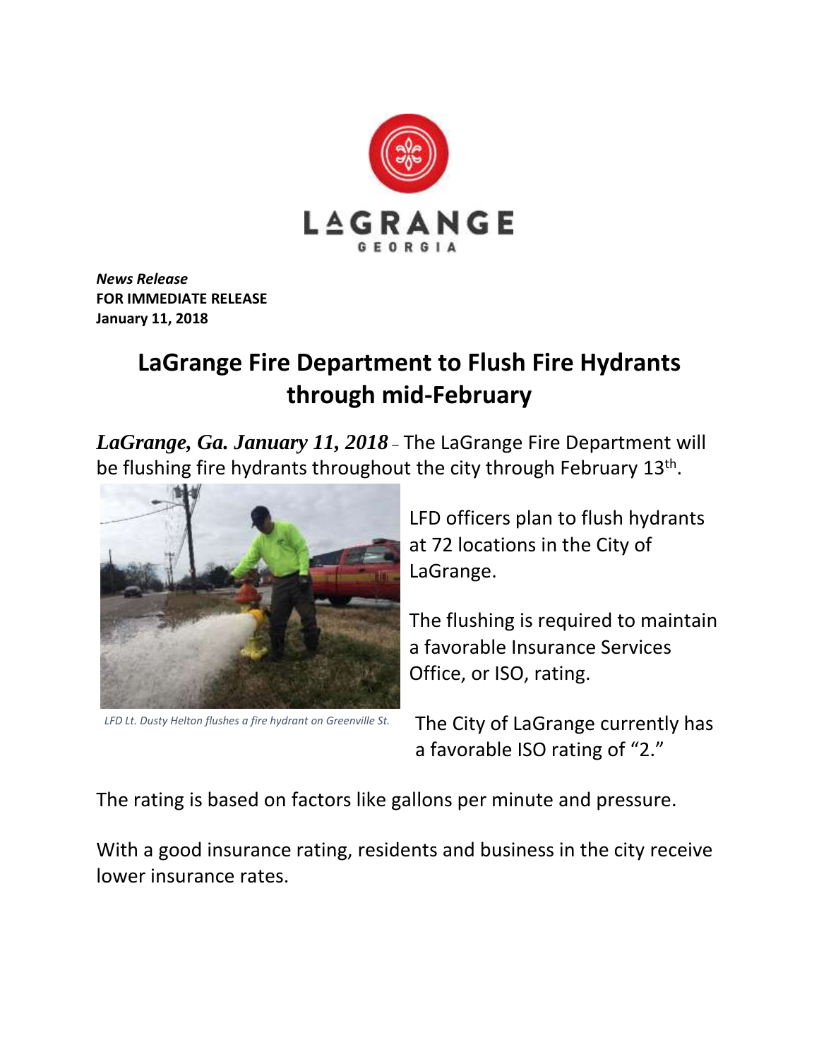LAGRANGE
GEORGIA

***News Release***
**FOR IMMEDIATE RELEASE**
**January 11, 2018**

# LaGrange Fire Department to Flush Fire Hydrants through mid-February

***LaGrange, Ga. January 11, 2018*** – The LaGrange Fire Department will be flushing fire hydrants throughout the city through February 13th.

*LFD Lt. Dusty Helton flushes a fire hydrant on Greenville St.*

LFD officers plan to flush hydrants at 72 locations in the City of LaGrange.

The flushing is required to maintain a favorable Insurance Services Office, or ISO, rating.

The City of LaGrange currently has a favorable ISO rating of "2."

The rating is based on factors like gallons per minute and pressure.

With a good insurance rating, residents and business in the city receive lower insurance rates.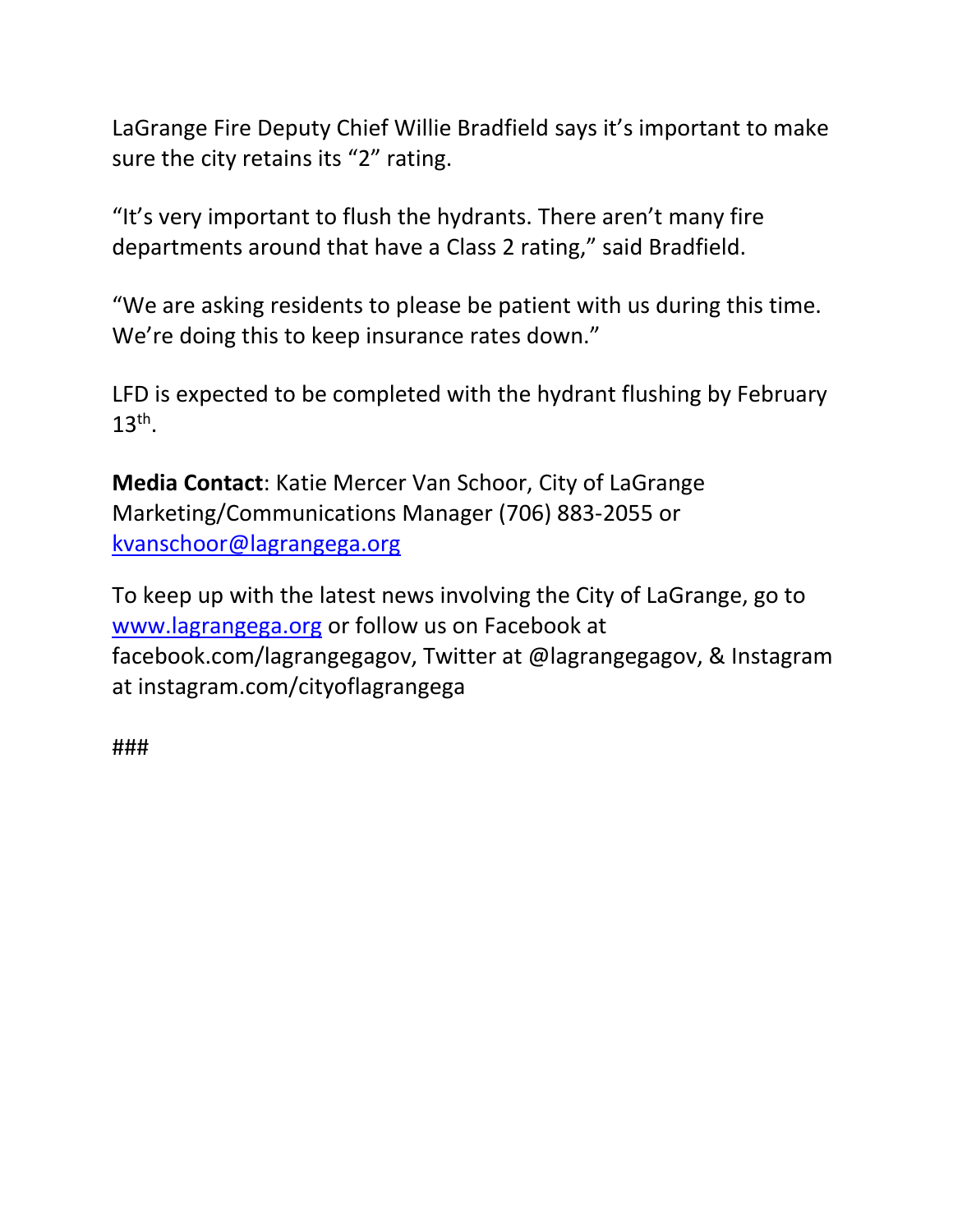LaGrange Fire Deputy Chief Willie Bradfield says it's important to make sure the city retains its "2" rating.

"It's very important to flush the hydrants. There aren't many fire departments around that have a Class 2 rating," said Bradfield.

"We are asking residents to please be patient with us during this time. We're doing this to keep insurance rates down."

LFD is expected to be completed with the hydrant flushing by February 13th.

**Media Contact**: Katie Mercer Van Schoor, City of LaGrange Marketing/Communications Manager (706) 883-2055 or kvanschoor@lagrangega.org

To keep up with the latest news involving the City of LaGrange, go to www.lagrangega.org or follow us on Facebook at facebook.com/lagrangegagov, Twitter at @lagrangegagov, & Instagram at instagram.com/cityoflagrangega

###